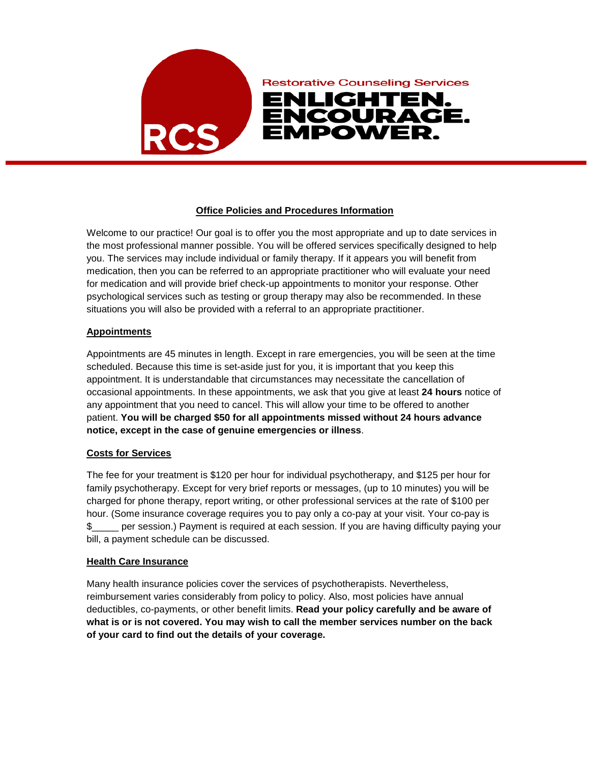Restorative Counseling Services

**ENLIGHTEN. ENCOURAGE. EMPOWER.**

## Office Policies and Procedures Information

Welcome to our practice! Our goal is to offer you the most appropriate and up to date services in the most professional manner possible. You will be offered services specifically designed to help you. The services may include individual or family therapy. If it appears you will benefit from medication, then you can be referred to an appropriate practitioner who will evaluate your need for medication and will provide brief check-up appointments to monitor your response. Other psychological services such as testing or group therapy may also be recommended. In these situations you will also be provided with a referral to an appropriate practitioner.

### Appointments

Appointments are 45 minutes in length. Except in rare emergencies, you will be seen at the time scheduled. Because this time is set-aside just for you, it is important that you keep this appointment. It is understandable that circumstances may necessitate the cancellation of occasional appointments. In these appointments, we ask that you give at least **24 hours** notice of any appointment that you need to cancel. This will allow your time to be offered to another patient. **You will be charged $50 for all appointments missed without 24 hours advance notice, except in the case of genuine emergencies or illness**.

### Costs for Services

The fee for your treatment is $120 per hour for individual psychotherapy, and $125 per hour for family psychotherapy. Except for very brief reports or messages, (up to 10 minutes) you will be charged for phone therapy, report writing, or other professional services at the rate of $100 per hour. (Some insurance coverage requires you to pay only a co-pay at your visit. Your co-pay is $_____ per session.) Payment is required at each session. If you are having difficulty paying your bill, a payment schedule can be discussed.

### Health Care Insurance

Many health insurance policies cover the services of psychotherapists. Nevertheless, reimbursement varies considerably from policy to policy. Also, most policies have annual deductibles, co-payments, or other benefit limits. **Read your policy carefully and be aware of what is or is not covered. You may wish to call the member services number on the back of your card to find out the details of your coverage.**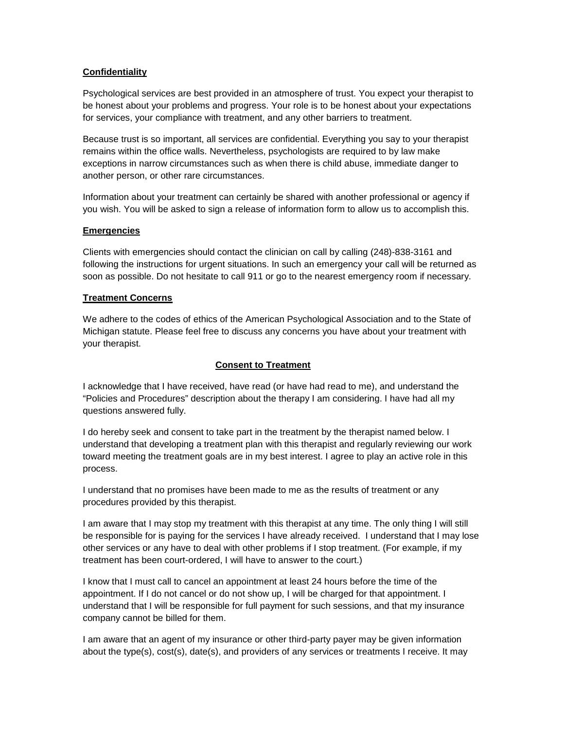**Confidentiality**

Psychological services are best provided in an atmosphere of trust. You expect your therapist to be honest about your problems and progress. Your role is to be honest about your expectations for services, your compliance with treatment, and any other barriers to treatment.

Because trust is so important, all services are confidential. Everything you say to your therapist remains within the office walls. Nevertheless, psychologists are required to by law make exceptions in narrow circumstances such as when there is child abuse, immediate danger to another person, or other rare circumstances.

Information about your treatment can certainly be shared with another professional or agency if you wish. You will be asked to sign a release of information form to allow us to accomplish this.

**Emergencies**

Clients with emergencies should contact the clinician on call by calling (248)-838-3161 and following the instructions for urgent situations. In such an emergency your call will be returned as soon as possible. Do not hesitate to call 911 or go to the nearest emergency room if necessary.

**Treatment Concerns**

We adhere to the codes of ethics of the American Psychological Association and to the State of Michigan statute. Please feel free to discuss any concerns you have about your treatment with your therapist.

## Consent to Treatment

I acknowledge that I have received, have read (or have had read to me), and understand the "Policies and Procedures" description about the therapy I am considering. I have had all my questions answered fully.

I do hereby seek and consent to take part in the treatment by the therapist named below. I understand that developing a treatment plan with this therapist and regularly reviewing our work toward meeting the treatment goals are in my best interest. I agree to play an active role in this process.

I understand that no promises have been made to me as the results of treatment or any procedures provided by this therapist.

I am aware that I may stop my treatment with this therapist at any time. The only thing I will still be responsible for is paying for the services I have already received. I understand that I may lose other services or any have to deal with other problems if I stop treatment. (For example, if my treatment has been court-ordered, I will have to answer to the court.)

I know that I must call to cancel an appointment at least 24 hours before the time of the appointment. If I do not cancel or do not show up, I will be charged for that appointment. I understand that I will be responsible for full payment for such sessions, and that my insurance company cannot be billed for them.

I am aware that an agent of my insurance or other third-party payer may be given information about the type(s), cost(s), date(s), and providers of any services or treatments I receive. It may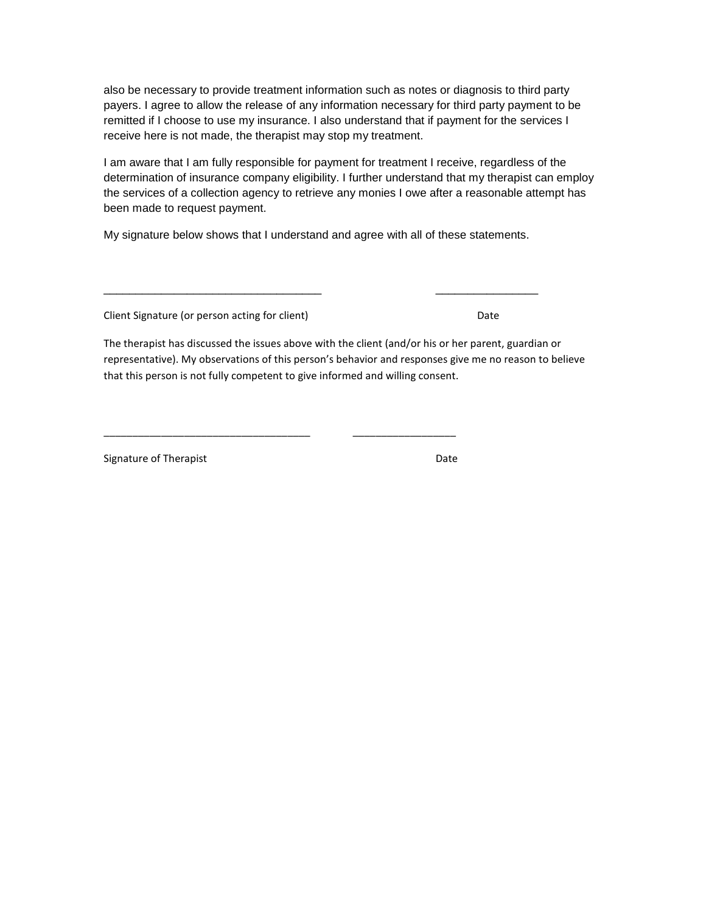also be necessary to provide treatment information such as notes or diagnosis to third party payers. I agree to allow the release of any information necessary for third party payment to be remitted if I choose to use my insurance. I also understand that if payment for the services I receive here is not made, the therapist may stop my treatment.

I am aware that I am fully responsible for payment for treatment I receive, regardless of the determination of insurance company eligibility. I further understand that my therapist can employ the services of a collection agency to retrieve any monies I owe after a reasonable attempt has been made to request payment.

My signature below shows that I understand and agree with all of these statements.

_____________________________________ __________________

Client Signature (or person acting for client) Date

The therapist has discussed the issues above with the client (and/or his or her parent, guardian or representative). My observations of this person's behavior and responses give me no reason to believe that this person is not fully competent to give informed and willing consent.

___________________________________ __________________

Signature of Therapist Date